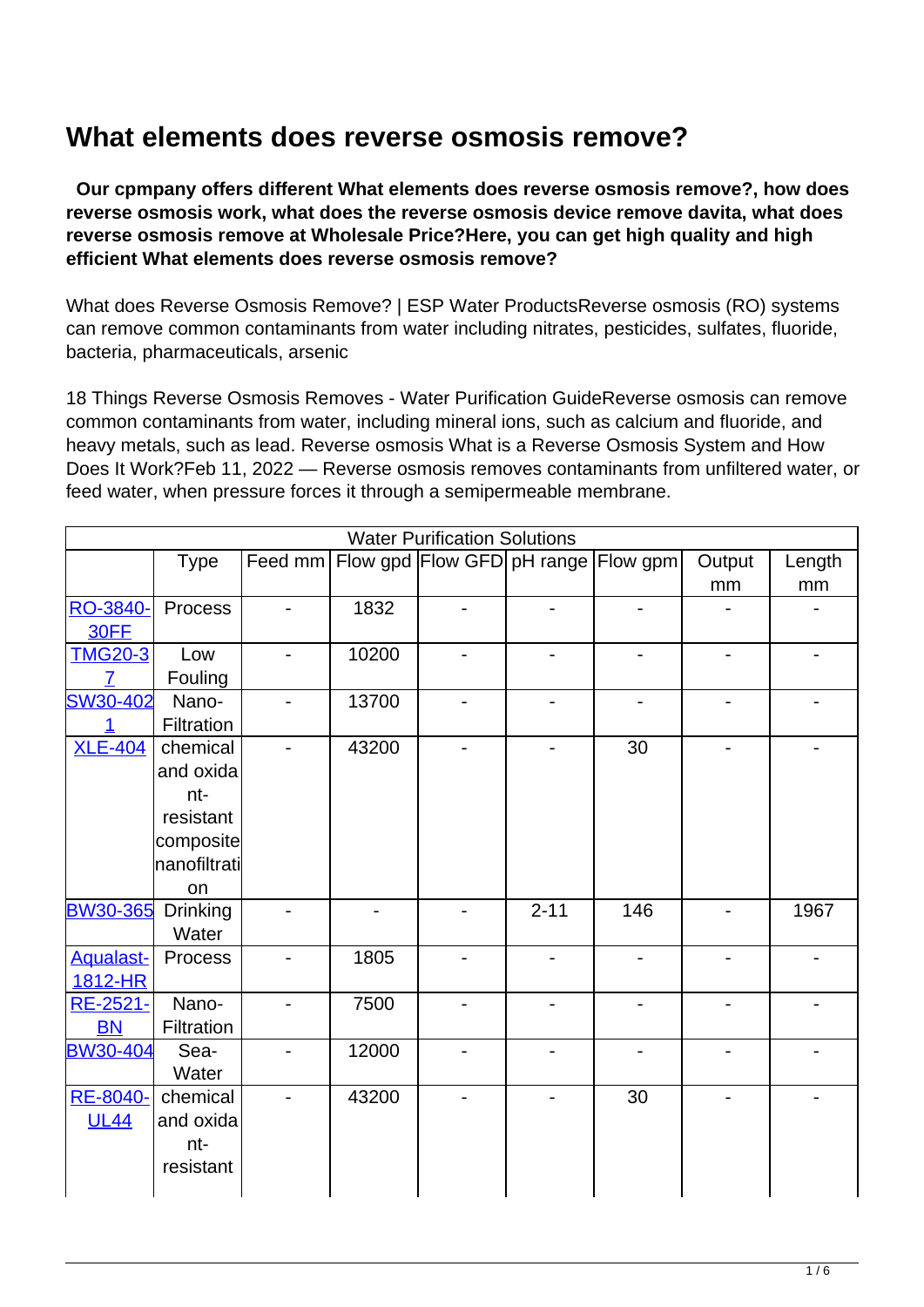# What elements does reverse osmosis remove?

**Our cpmpany offers different What elements does reverse osmosis remove?, how does reverse osmosis work, what does the reverse osmosis device remove davita, what does reverse osmosis remove at Wholesale Price?Here, you can get high quality and high efficient What elements does reverse osmosis remove?**

What does Reverse Osmosis Remove? | ESP Water ProductsReverse osmosis (RO) systems can remove common contaminants from water including nitrates, pesticides, sulfates, fluoride, bacteria, pharmaceuticals, arsenic

18 Things Reverse Osmosis Removes - Water Purification GuideReverse osmosis can remove common contaminants from water, including mineral ions, such as calcium and fluoride, and heavy metals, such as lead. Reverse osmosis What is a Reverse Osmosis System and How Does It Work?Feb 11, 2022 — Reverse osmosis removes contaminants from unfiltered water, or feed water, when pressure forces it through a semipermeable membrane.

| Water Purification Solutions | | | | | | | | |
|---|---|---|---|---|---|---|---|---|
| | Type | Feed mm | Flow gpd | Flow GFD | pH range | Flow gpm | Output mm | Length mm |
| RO-3840-30FF | Process | - | 1832 | - | - | - | - | - |
| TMG20-37 | Low Fouling | - | 10200 | - | - | - | - | - |
| SW30-4021 | Nano-Filtration | - | 13700 | - | - | - | - | - |
| XLE-404 | chemical and oxidant-resistant composite nanofiltration | - | 43200 | - | - | 30 | - | - |
| BW30-365 | Drinking Water | - | - | - | 2-11 | 146 | - | 1967 |
| Aqualast-1812-HR | Process | - | 1805 | - | - | - | - | - |
| RE-2521-BN | Nano-Filtration | - | 7500 | - | - | - | - | - |
| BW30-404 | Sea-Water | - | 12000 | - | - | - | - | - |
| RE-8040-UL44 | chemical and oxidant-resistant | - | 43200 | - | - | 30 | - | - |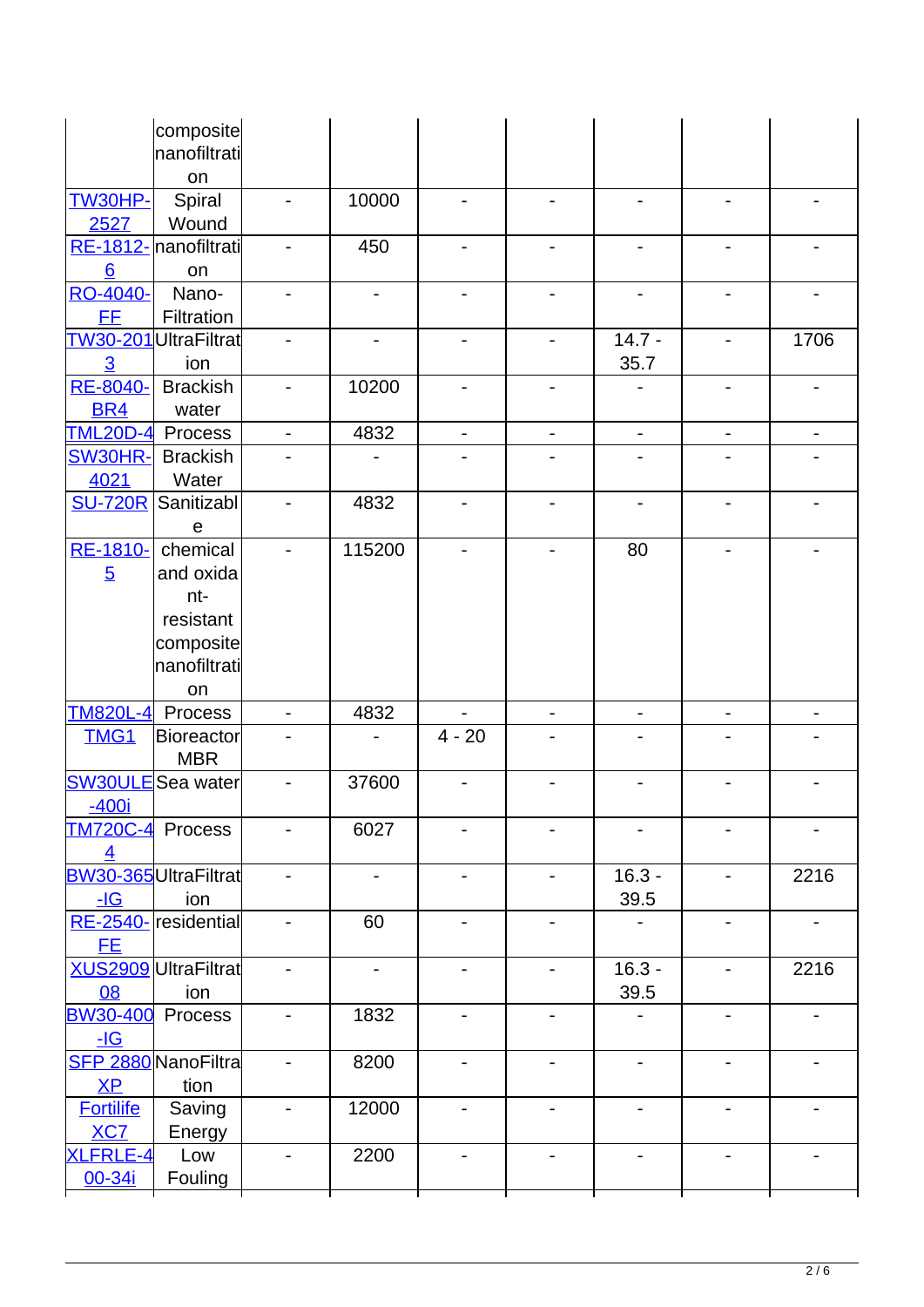| | | | | | | | | |
|---|---|---|---|---|---|---|---|---|
| | composite nanofiltration | | | | | | | |
| TW30HP-2527 | Spiral Wound | - | 10000 | - | - | - | - | - |
| RE-1812-6 | nanofiltration | - | 450 | - | - | - | - | - |
| RO-4040-FF | Nano-Filtration | - | - | - | - | - | - | - |
| TW30-2013 | UltraFiltration | - | - | - | - | 14.7 - 35.7 | - | 1706 |
| RE-8040-BR4 | Brackish water | - | 10200 | - | - | - | - | - |
| TML20D-4 | Process | - | 4832 | - | - | - | - | - |
| SW30HR-4021 | Brackish Water | - | - | - | - | - | - | - |
| SU-720R | Sanitizable | - | 4832 | - | - | - | - | - |
| RE-1810-5 | chemical and oxidant-resistant composite nanofiltration | - | 115200 | - | - | 80 | - | - |
| TM820L-4 | Process | - | 4832 | - | - | - | - | - |
| TMG1 | Bioreactor MBR | - | - | 4 - 20 | - | - | - | - |
| SW30ULE-400i | Sea water | - | 37600 | - | - | - | - | - |
| TM720C-4 | Process | - | 6027 | - | - | - | - | - |
| BW30-365-IG | UltraFiltration | - | - | - | - | 16.3 - 39.5 | - | 2216 |
| RE-2540-FE | residential | - | 60 | - | - | - | - | - |
| XUS290908 | UltraFiltration | - | - | - | - | 16.3 - 39.5 | - | 2216 |
| BW30-400-IG | Process | - | 1832 | - | - | - | - | - |
| SFP 2880 XP | NanoFiltration | - | 8200 | - | - | - | - | - |
| Fortilife XC7 | Saving Energy | - | 12000 | - | - | - | - | - |
| XLFRLE-400-34i | Low Fouling | - | 2200 | - | - | - | - | - |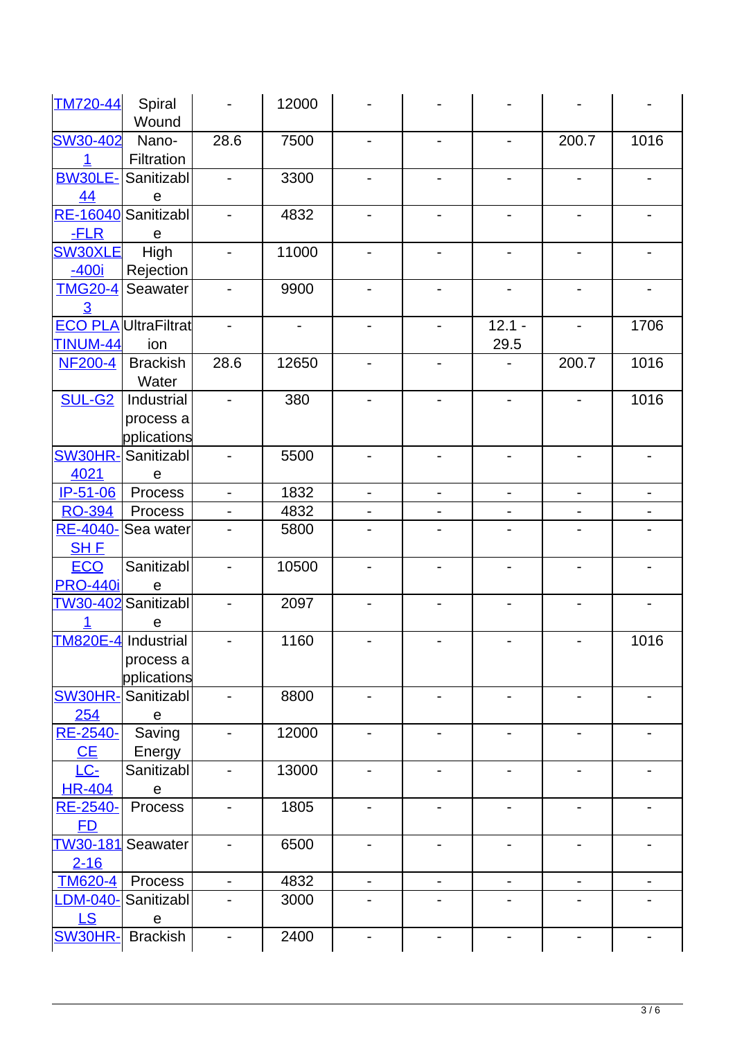| | | | | | | | | |
|---|---|---|---|---|---|---|---|---|
| TM720-44 | Spiral Wound | - | 12000 | - | - | - | - | - |
| SW30-4021 | Nano-Filtration | 28.6 | 7500 | - | - | - | 200.7 | 1016 |
| BW30LE-44 | Sanitizable | - | 3300 | - | - | - | - | - |
| RE-16040-FLR | Sanitizable | - | 4832 | - | - | - | - | - |
| SW30XLE-400i | High Rejection | - | 11000 | - | - | - | - | - |
| TMG20-43 | Seawater | - | 9900 | - | - | - | - | - |
| ECO PLATINUM-44 | UltraFiltration | - | - | - | - | 12.1 - 29.5 | - | 1706 |
| NF200-4 | Brackish Water | 28.6 | 12650 | - | - | - | 200.7 | 1016 |
| SUL-G2 | Industrial process applications | - | 380 | - | - | - | - | 1016 |
| SW30HR-4021 | Sanitizable | - | 5500 | - | - | - | - | - |
| IP-51-06 | Process | - | 1832 | - | - | - | - | - |
| RO-394 | Process | - | 4832 | - | - | - | - | - |
| RE-4040-SH F | Sea water | - | 5800 | - | - | - | - | - |
| ECO PRO-440i | Sanitizable | - | 10500 | - | - | - | - | - |
| TW30-4021 | Sanitizable | - | 2097 | - | - | - | - | - |
| TM820E-4 | Industrial process applications | - | 1160 | - | - | - | - | 1016 |
| SW30HR-254 | Sanitizable | - | 8800 | - | - | - | - | - |
| RE-2540-CE | Saving Energy | - | 12000 | - | - | - | - | - |
| LC-HR-404 | Sanitizable | - | 13000 | - | - | - | - | - |
| RE-2540-FD | Process | - | 1805 | - | - | - | - | - |
| TW30-1812-16 | Seawater | - | 6500 | - | - | - | - | - |
| TM620-4 | Process | - | 4832 | - | - | - | - | - |
| LDM-040-LS | Sanitizable | - | 3000 | - | - | - | - | - |
| SW30HR- | Brackish | - | 2400 | - | - | - | - | - |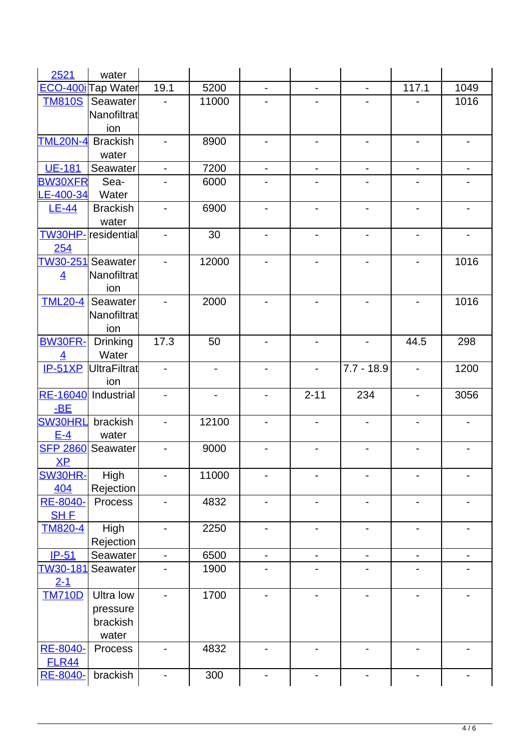| | | | | | | | | |
|---|---|---|---|---|---|---|---|---|
| 2521 | water | | | | | | | |
| ECO-400i | Tap Water | 19.1 | 5200 | - | - | - | 117.1 | 1049 |
| TM810S | Seawater Nanofiltration | - | 11000 | - | - | - | - | 1016 |
| TML20N-4 | Brackish water | - | 8900 | - | - | - | - | - |
| UE-181 | Seawater | - | 7200 | - | - | - | - | - |
| BW30XFRLE-400-34 | Sea-Water | - | 6000 | - | - | - | - | - |
| LE-44 | Brackish water | - | 6900 | - | - | - | - | - |
| TW30HP-254 | residential | - | 30 | - | - | - | - | - |
| TW30-2514 | Seawater Nanofiltration | - | 12000 | - | - | - | - | 1016 |
| TML20-4 | Seawater Nanofiltration | - | 2000 | - | - | - | - | 1016 |
| BW30FR-4 | Drinking Water | 17.3 | 50 | - | - | - | 44.5 | 298 |
| IP-51XP | UltraFiltration | - | - | - | - | 7.7 - 18.9 | - | 1200 |
| RE-16040-BE | Industrial | - | - | - | 2-11 | 234 | - | 3056 |
| SW30HRLE-4 | brackish water | - | 12100 | - | - | - | - | - |
| SFP 2860XP | Seawater | - | 9000 | - | - | - | - | - |
| SW30HR-404 | High Rejection | - | 11000 | - | - | - | - | - |
| RE-8040-SH F | Process | - | 4832 | - | - | - | - | - |
| TM820-4 | High Rejection | - | 2250 | - | - | - | - | - |
| IP-51 | Seawater | - | 6500 | - | - | - | - | - |
| TW30-1812-1 | Seawater | - | 1900 | - | - | - | - | - |
| TM710D | Ultra low pressure brackish water | - | 1700 | - | - | - | - | - |
| RE-8040-FLR44 | Process | - | 4832 | - | - | - | - | - |
| RE-8040- | brackish | - | 300 | - | - | - | - | - |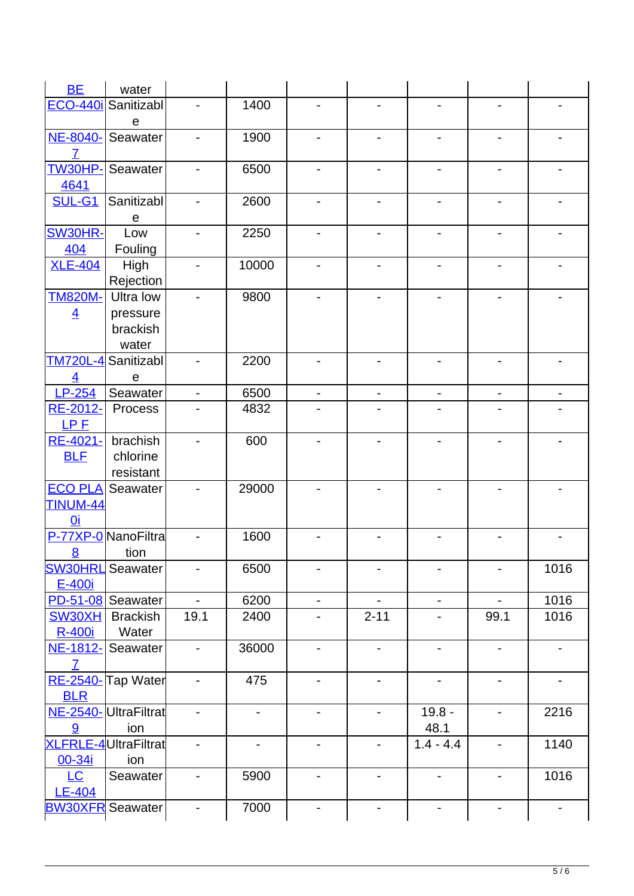| | | | | | | | | |
|---|---|---|---|---|---|---|---|---|
| BE | water | | | | | | | |
| ECO-440i | Sanitizable | - | 1400 | - | - | - | - | - |
| NE-8040-7 | Seawater | - | 1900 | - | - | - | - | - |
| TW30HP-4641 | Seawater | - | 6500 | - | - | - | - | - |
| SUL-G1 | Sanitizable | - | 2600 | - | - | - | - | - |
| SW30HR-404 | Low Fouling | - | 2250 | - | - | - | - | - |
| XLE-404 | High Rejection | - | 10000 | - | - | - | - | - |
| TM820M-4 | Ultra low pressure brackish water | - | 9800 | - | - | - | - | - |
| TM720L-44 | Sanitizable | - | 2200 | - | - | - | - | - |
| LP-254 | Seawater | - | 6500 | - | - | - | - | - |
| RE-2012-LP F | Process | - | 4832 | - | - | - | - | - |
| RE-4021-BLF | brachish chlorine resistant | - | 600 | - | - | - | - | - |
| ECO PLATINUM-440i | Seawater | - | 29000 | - | - | - | - | - |
| P-77XP-08 | NanoFiltration | - | 1600 | - | - | - | - | - |
| SW30HRLE-400i | Seawater | - | 6500 | - | - | - | - | 1016 |
| PD-51-08 | Seawater | - | 6200 | - | - | - | - | 1016 |
| SW30XHR-400i | Brackish Water | 19.1 | 2400 | - | 2-11 | - | 99.1 | 1016 |
| NE-1812-7 | Seawater | - | 36000 | - | - | - | - | - |
| RE-2540-BLR | Tap Water | - | 475 | - | - | - | - | - |
| NE-2540-9 | UltraFiltration | - | - | - | - | 19.8 - 48.1 | - | 2216 |
| XLFRLE-400-34i | UltraFiltration | - | - | - | - | 1.4 - 4.4 | - | 1140 |
| LC LE-404 | Seawater | - | 5900 | - | - | - | - | 1016 |
| BW30XFR | Seawater | - | 7000 | - | - | - | - | - |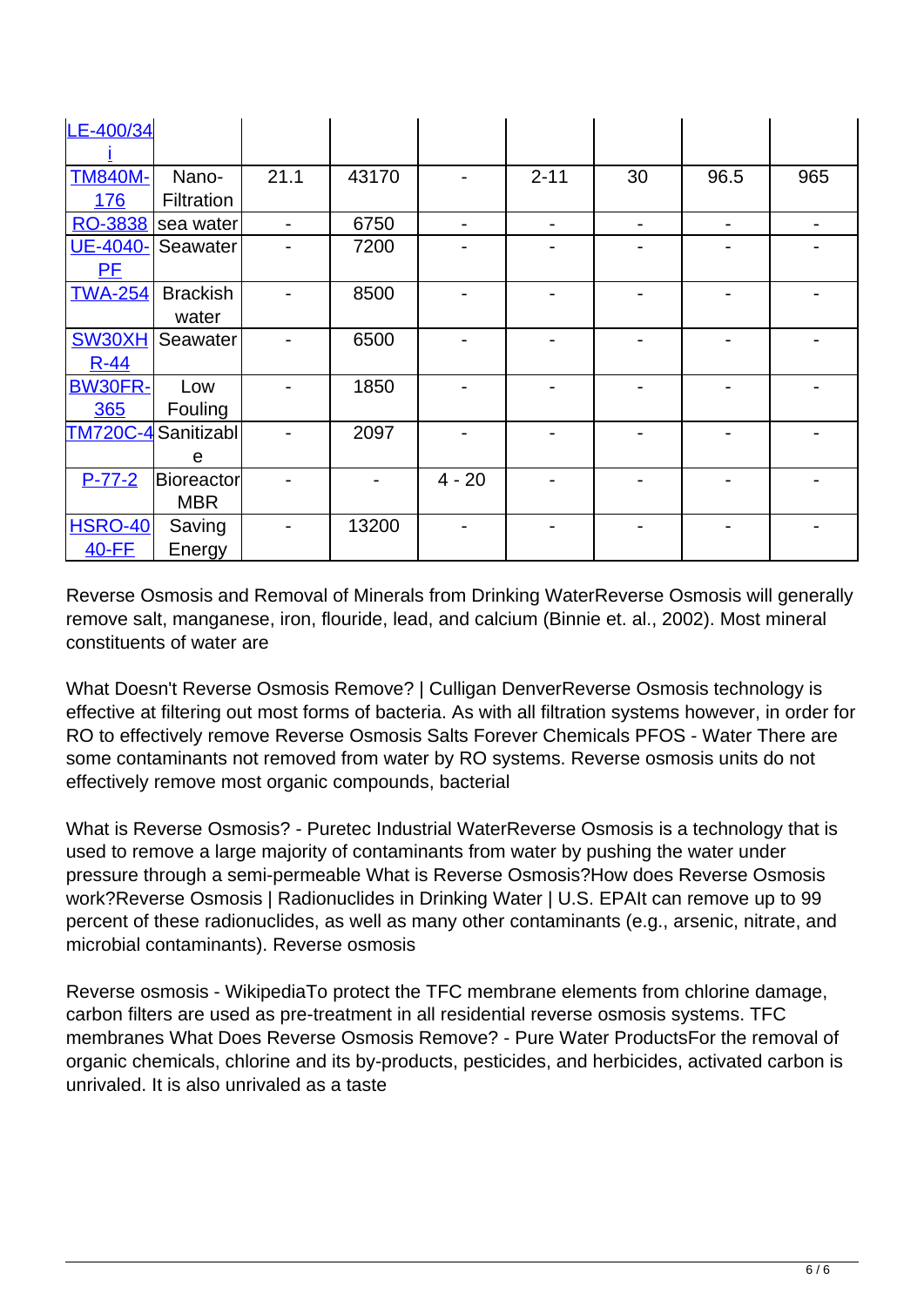| | | | | | | | | |
|---|---|---|---|---|---|---|---|---|
| LE-400/34i | | | | | | | | |
| TM840M-176 | Nano-Filtration | 21.1 | 43170 | - | 2-11 | 30 | 96.5 | 965 |
| RO-3838 | sea water | - | 6750 | - | - | - | - | - |
| UE-4040-PF | Seawater | - | 7200 | - | - | - | - | - |
| TWA-254 | Brackish water | - | 8500 | - | - | - | - | - |
| SW30XHR-44 | Seawater | - | 6500 | - | - | - | - | - |
| BW30FR-365 | Low Fouling | - | 1850 | - | - | - | - | - |
| TM720C-4 | Sanitizable | - | 2097 | - | - | - | - | - |
| P-77-2 | Bioreactor MBR | - | - | 4 - 20 | - | - | - | - |
| HSRO-4040-FF | Saving Energy | - | 13200 | - | - | - | - | - |

Reverse Osmosis and Removal of Minerals from Drinking WaterReverse Osmosis will generally remove salt, manganese, iron, flouride, lead, and calcium (Binnie et. al., 2002). Most mineral constituents of water are

What Doesn't Reverse Osmosis Remove? | Culligan DenverReverse Osmosis technology is effective at filtering out most forms of bacteria. As with all filtration systems however, in order for RO to effectively remove Reverse Osmosis Salts Forever Chemicals PFOS - Water There are some contaminants not removed from water by RO systems. Reverse osmosis units do not effectively remove most organic compounds, bacterial

What is Reverse Osmosis? - Puretec Industrial WaterReverse Osmosis is a technology that is used to remove a large majority of contaminants from water by pushing the water under pressure through a semi-permeable What is Reverse Osmosis?How does Reverse Osmosis work?Reverse Osmosis | Radionuclides in Drinking Water | U.S. EPAIt can remove up to 99 percent of these radionuclides, as well as many other contaminants (e.g., arsenic, nitrate, and microbial contaminants). Reverse osmosis

Reverse osmosis - WikipediaTo protect the TFC membrane elements from chlorine damage, carbon filters are used as pre-treatment in all residential reverse osmosis systems. TFC membranes What Does Reverse Osmosis Remove? - Pure Water ProductsFor the removal of organic chemicals, chlorine and its by-products, pesticides, and herbicides, activated carbon is unrivaled. It is also unrivaled as a taste